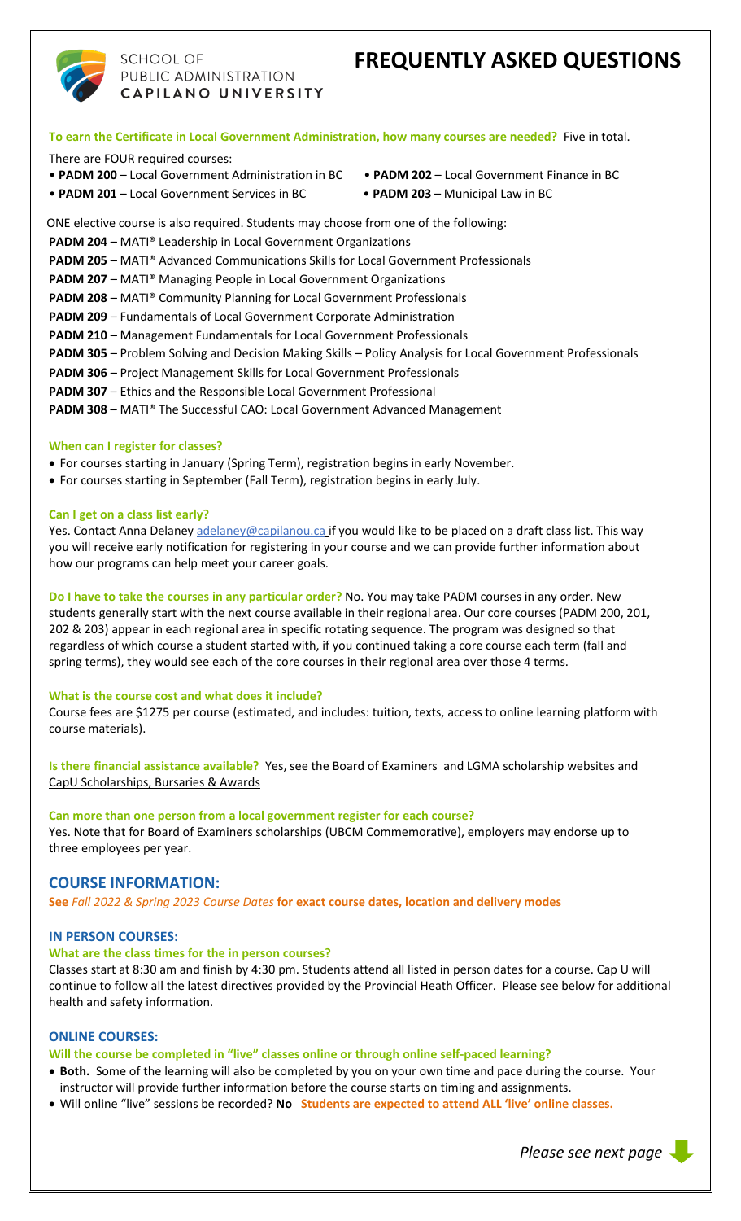SCHOOL OF PUBLIC ADMINISTRATION CAPILANO UNIVERSITY

# FREQUENTLY ASKED QUESTIONS

**To earn the Certificate in Local Government Administration, how many courses are needed?** Five in total.

There are FOUR required courses:

- **PADM 200** – Local Government Administration in BC
- **PADM 201** – Local Government Services in BC
- **PADM 202** – Local Government Finance in BC
- **PADM 203** – Municipal Law in BC

ONE elective course is also required. Students may choose from one of the following:

**PADM 204** – MATI® Leadership in Local Government Organizations
**PADM 205** – MATI® Advanced Communications Skills for Local Government Professionals
**PADM 207** – MATI® Managing People in Local Government Organizations
**PADM 208** – MATI® Community Planning for Local Government Professionals
**PADM 209** – Fundamentals of Local Government Corporate Administration
**PADM 210** – Management Fundamentals for Local Government Professionals
**PADM 305** – Problem Solving and Decision Making Skills – Policy Analysis for Local Government Professionals
**PADM 306** – Project Management Skills for Local Government Professionals
**PADM 307** – Ethics and the Responsible Local Government Professional
**PADM 308** – MATI® The Successful CAO: Local Government Advanced Management

**When can I register for classes?**

- For courses starting in January (Spring Term), registration begins in early November.
- For courses starting in September (Fall Term), registration begins in early July.

**Can I get on a class list early?**

Yes. Contact Anna Delaney adelaney@capilanou.ca if you would like to be placed on a draft class list. This way you will receive early notification for registering in your course and we can provide further information about how our programs can help meet your career goals.

**Do I have to take the courses in any particular order?** No. You may take PADM courses in any order. New students generally start with the next course available in their regional area. Our core courses (PADM 200, 201, 202 & 203) appear in each regional area in specific rotating sequence. The program was designed so that regardless of which course a student started with, if you continued taking a core course each term (fall and spring terms), they would see each of the core courses in their regional area over those 4 terms.

**What is the course cost and what does it include?**

Course fees are $1275 per course (estimated, and includes: tuition, texts, access to online learning platform with course materials).

**Is there financial assistance available?** Yes, see the Board of Examiners and LGMA scholarship websites and CapU Scholarships, Bursaries & Awards

**Can more than one person from a local government register for each course?**

Yes. Note that for Board of Examiners scholarships (UBCM Commemorative), employers may endorse up to three employees per year.

## COURSE INFORMATION:

**See** *Fall 2022 & Spring 2023 Course Dates* **for exact course dates, location and delivery modes**

### IN PERSON COURSES:

**What are the class times for the in person courses?**

Classes start at 8:30 am and finish by 4:30 pm. Students attend all listed in person dates for a course. Cap U will continue to follow all the latest directives provided by the Provincial Heath Officer. Please see below for additional health and safety information.

### ONLINE COURSES:

**Will the course be completed in "live" classes online or through online self-paced learning?**

- **Both.** Some of the learning will also be completed by you on your own time and pace during the course. Your instructor will provide further information before the course starts on timing and assignments.
- Will online "live" sessions be recorded? **No** **Students are expected to attend ALL 'live' online classes.**

*Please see next page*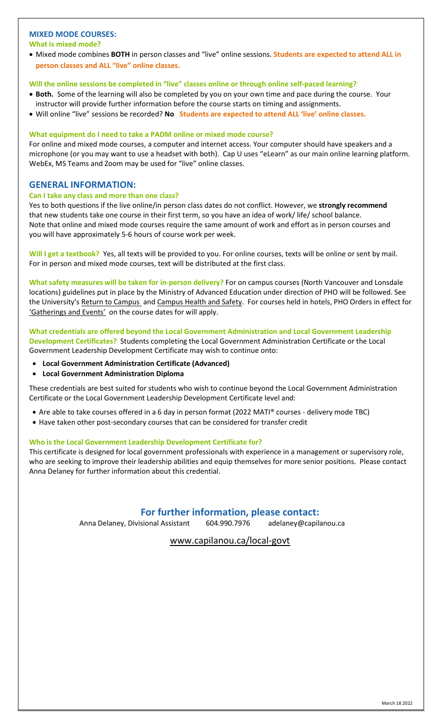### MIXED MODE COURSES:

**What is mixed mode?**

- Mixed mode combines **BOTH** in person classes and "live" online sessions. **Students are expected to attend ALL in person classes and ALL "live" online classes.**

**Will the online sessions be completed in "live" classes online or through online self-paced learning?**

- **Both.** Some of the learning will also be completed by you on your own time and pace during the course. Your instructor will provide further information before the course starts on timing and assignments.
- Will online "live" sessions be recorded? **No Students are expected to attend ALL 'live' online classes.**

**What equipment do I need to take a PADM online or mixed mode course?**

For online and mixed mode courses, a computer and internet access. Your computer should have speakers and a microphone (or you may want to use a headset with both). Cap U uses "eLearn" as our main online learning platform. WebEx, MS Teams and Zoom may be used for "live" online classes.

## GENERAL INFORMATION:

**Can I take any class and more than one class?**

Yes to both questions if the live online/in person class dates do not conflict. However, we **strongly recommend** that new students take one course in their first term, so you have an idea of work/ life/ school balance. Note that online and mixed mode courses require the same amount of work and effort as in person courses and you will have approximately 5-6 hours of course work per week.

**Will I get a textbook?** Yes, all texts will be provided to you. For online courses, texts will be online or sent by mail. For in person and mixed mode courses, text will be distributed at the first class.

**What safety measures will be taken for in-person delivery?** For on campus courses (North Vancouver and Lonsdale locations) guidelines put in place by the Ministry of Advanced Education under direction of PHO will be followed. See the University's Return to Campus and Campus Health and Safety. For courses held in hotels, PHO Orders in effect for 'Gatherings and Events' on the course dates for will apply.

**What credentials are offered beyond the Local Government Administration and Local Government Leadership Development Certificates?** Students completing the Local Government Administration Certificate or the Local Government Leadership Development Certificate may wish to continue onto:

- **Local Government Administration Certificate (Advanced)**
- **Local Government Administration Diploma**

These credentials are best suited for students who wish to continue beyond the Local Government Administration Certificate or the Local Government Leadership Development Certificate level and:

- Are able to take courses offered in a 6 day in person format (2022 MATI® courses - delivery mode TBC)
- Have taken other post-secondary courses that can be considered for transfer credit

**Who is the Local Government Leadership Development Certificate for?**

This certificate is designed for local government professionals with experience in a management or supervisory role, who are seeking to improve their leadership abilities and equip themselves for more senior positions. Please contact Anna Delaney for further information about this credential.

## For further information, please contact:

Anna Delaney, Divisional Assistant 604.990.7976 adelaney@capilanou.ca

www.capilanou.ca/local-govt

March 18 2022